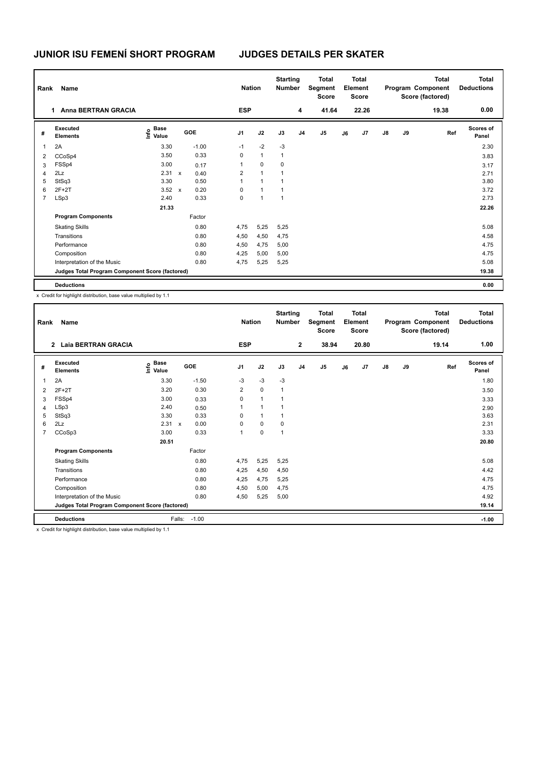# JUNIOR ISU FEMENÍ SHORT PROGRAM

## JUDGES DETAILS PER SKATER

| Rank | Name | Nation | Starting Number | Total Segment Score | Total Element Score | Total Program Component Score (factored) | Total Deductions |
|---|---|---|---|---|---|---|---|
| 1 | Anna BERTRAN GRACIA | ESP | 4 | 41.64 | 22.26 | 19.38 | 0.00 |

| # | Executed Elements | Info | Base Value | | GOE | J1 | J2 | J3 | J4 | J5 | J6 | J7 | J8 | J9 | Ref | Scores of Panel |
|---|---|---|---|---|---|---|---|---|---|---|---|---|---|---|---|---|
| 1 | 2A | | 3.30 | | -1.00 | -1 | -2 | -3 | | | | | | | | 2.30 |
| 2 | CCoSp4 | | 3.50 | | 0.33 | 0 | 1 | 1 | | | | | | | | 3.83 |
| 3 | FSSp4 | | 3.00 | | 0.17 | 1 | 0 | 0 | | | | | | | | 3.17 |
| 4 | 2Lz | | 2.31 | x | 0.40 | 2 | 1 | 1 | | | | | | | | 2.71 |
| 5 | StSq3 | | 3.30 | | 0.50 | 1 | 1 | 1 | | | | | | | | 3.80 |
| 6 | 2F+2T | | 3.52 | x | 0.20 | 0 | 1 | 1 | | | | | | | | 3.72 |
| 7 | LSp3 | | 2.40 | | 0.33 | 0 | 1 | 1 | | | | | | | | 2.73 |
| | | | 21.33 | | | | | | | | | | | | | 22.26 |
| | **Program Components** | | | | Factor | | | | | | | | | | | |
| | Skating Skills | | | | 0.80 | 4,75 | 5,25 | 5,25 | | | | | | | | 5.08 |
| | Transitions | | | | 0.80 | 4,50 | 4,50 | 4,75 | | | | | | | | 4.58 |
| | Performance | | | | 0.80 | 4,50 | 4,75 | 5,00 | | | | | | | | 4.75 |
| | Composition | | | | 0.80 | 4,25 | 5,00 | 5,00 | | | | | | | | 4.75 |
| | Interpretation of the Music | | | | 0.80 | 4,75 | 5,25 | 5,25 | | | | | | | | 5.08 |
| | **Judges Total Program Component Score (factored)** | | | | | | | | | | | | | | | 19.38 |
| | **Deductions** | | | | | | | | | | | | | | | 0.00 |

x Credit for highlight distribution, base value multiplied by 1.1

| Rank | Name | Nation | Starting Number | Total Segment Score | Total Element Score | Total Program Component Score (factored) | Total Deductions |
|---|---|---|---|---|---|---|---|
| 2 | Laia BERTRAN GRACIA | ESP | 2 | 38.94 | 20.80 | 19.14 | 1.00 |

| # | Executed Elements | Info | Base Value | | GOE | J1 | J2 | J3 | J4 | J5 | J6 | J7 | J8 | J9 | Ref | Scores of Panel |
|---|---|---|---|---|---|---|---|---|---|---|---|---|---|---|---|---|
| 1 | 2A | | 3.30 | | -1.50 | -3 | -3 | -3 | | | | | | | | 1.80 |
| 2 | 2F+2T | | 3.20 | | 0.30 | 2 | 0 | 1 | | | | | | | | 3.50 |
| 3 | FSSp4 | | 3.00 | | 0.33 | 0 | 1 | 1 | | | | | | | | 3.33 |
| 4 | LSp3 | | 2.40 | | 0.50 | 1 | 1 | 1 | | | | | | | | 2.90 |
| 5 | StSq3 | | 3.30 | | 0.33 | 0 | 1 | 1 | | | | | | | | 3.63 |
| 6 | 2Lz | | 2.31 | x | 0.00 | 0 | 0 | 0 | | | | | | | | 2.31 |
| 7 | CCoSp3 | | 3.00 | | 0.33 | 1 | 0 | 1 | | | | | | | | 3.33 |
| | | | 20.51 | | | | | | | | | | | | | 20.80 |
| | **Program Components** | | | | Factor | | | | | | | | | | | |
| | Skating Skills | | | | 0.80 | 4,75 | 5,25 | 5,25 | | | | | | | | 5.08 |
| | Transitions | | | | 0.80 | 4,25 | 4,50 | 4,50 | | | | | | | | 4.42 |
| | Performance | | | | 0.80 | 4,25 | 4,75 | 5,25 | | | | | | | | 4.75 |
| | Composition | | | | 0.80 | 4,50 | 5,00 | 4,75 | | | | | | | | 4.75 |
| | Interpretation of the Music | | | | 0.80 | 4,50 | 5,25 | 5,00 | | | | | | | | 4.92 |
| | **Judges Total Program Component Score (factored)** | | | | | | | | | | | | | | | 19.14 |
| | **Deductions** | | | Falls: | -1.00 | | | | | | | | | | | -1.00 |

x Credit for highlight distribution, base value multiplied by 1.1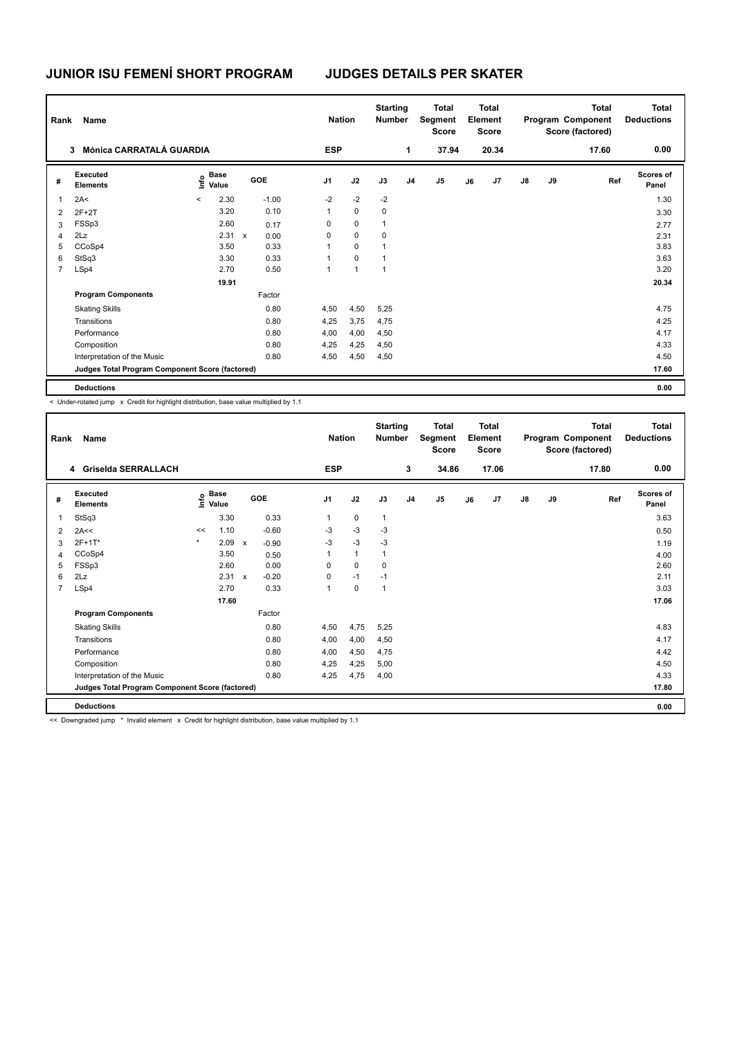# JUNIOR ISU FEMENÍ SHORT PROGRAM

## JUDGES DETAILS PER SKATER

| Rank | Name | Nation | Starting Number | Total Segment Score | Total Element Score | Total Program Component Score (factored) | Total Deductions |
|---|---|---|---|---|---|---|---|
| 3 | Mónica CARRATALÁ GUARDIA | ESP | 1 | 37.94 | 20.34 | 17.60 | 0.00 |

| # | Executed Elements | Info | Base Value | | GOE | J1 | J2 | J3 | J4 | J5 | J6 | J7 | J8 | J9 | Ref | Scores of Panel |
|---|---|---|---|---|---|---|---|---|---|---|---|---|---|---|---|---|
| 1 | 2A< | < | 2.30 | | -1.00 | -2 | -2 | -2 | | | | | | | | 1.30 |
| 2 | 2F+2T | | 3.20 | | 0.10 | 1 | 0 | 0 | | | | | | | | 3.30 |
| 3 | FSSp3 | | 2.60 | | 0.17 | 0 | 0 | 1 | | | | | | | | 2.77 |
| 4 | 2Lz | | 2.31 | x | 0.00 | 0 | 0 | 0 | | | | | | | | 2.31 |
| 5 | CCoSp4 | | 3.50 | | 0.33 | 1 | 0 | 1 | | | | | | | | 3.83 |
| 6 | StSq3 | | 3.30 | | 0.33 | 1 | 0 | 1 | | | | | | | | 3.63 |
| 7 | LSp4 | | 2.70 | | 0.50 | 1 | 1 | 1 | | | | | | | | 3.20 |
| | | | 19.91 | | | | | | | | | | | | | 20.34 |
| | **Program Components** | | | | Factor | | | | | | | | | | | |
| | Skating Skills | | | | 0.80 | 4,50 | 4,50 | 5,25 | | | | | | | | 4.75 |
| | Transitions | | | | 0.80 | 4,25 | 3,75 | 4,75 | | | | | | | | 4.25 |
| | Performance | | | | 0.80 | 4,00 | 4,00 | 4,50 | | | | | | | | 4.17 |
| | Composition | | | | 0.80 | 4,25 | 4,25 | 4,50 | | | | | | | | 4.33 |
| | Interpretation of the Music | | | | 0.80 | 4,50 | 4,50 | 4,50 | | | | | | | | 4.50 |
| | **Judges Total Program Component Score (factored)** | | | | | | | | | | | | | | | 17.60 |
| | **Deductions** | | | | | | | | | | | | | | | 0.00 |

< Under-rotated jump x Credit for highlight distribution, base value multiplied by 1.1

| Rank | Name | Nation | Starting Number | Total Segment Score | Total Element Score | Total Program Component Score (factored) | Total Deductions |
|---|---|---|---|---|---|---|---|
| 4 | Griselda SERRALLACH | ESP | 3 | 34.86 | 17.06 | 17.80 | 0.00 |

| # | Executed Elements | Info | Base Value | | GOE | J1 | J2 | J3 | J4 | J5 | J6 | J7 | J8 | J9 | Ref | Scores of Panel |
|---|---|---|---|---|---|---|---|---|---|---|---|---|---|---|---|---|
| 1 | StSq3 | | 3.30 | | 0.33 | 1 | 0 | 1 | | | | | | | | 3.63 |
| 2 | 2A<< | << | 1.10 | | -0.60 | -3 | -3 | -3 | | | | | | | | 0.50 |
| 3 | 2F+1T* | * | 2.09 | x | -0.90 | -3 | -3 | -3 | | | | | | | | 1.19 |
| 4 | CCoSp4 | | 3.50 | | 0.50 | 1 | 1 | 1 | | | | | | | | 4.00 |
| 5 | FSSp3 | | 2.60 | | 0.00 | 0 | 0 | 0 | | | | | | | | 2.60 |
| 6 | 2Lz | | 2.31 | x | -0.20 | 0 | -1 | -1 | | | | | | | | 2.11 |
| 7 | LSp4 | | 2.70 | | 0.33 | 1 | 0 | 1 | | | | | | | | 3.03 |
| | | | 17.60 | | | | | | | | | | | | | 17.06 |
| | **Program Components** | | | | Factor | | | | | | | | | | | |
| | Skating Skills | | | | 0.80 | 4,50 | 4,75 | 5,25 | | | | | | | | 4.83 |
| | Transitions | | | | 0.80 | 4,00 | 4,00 | 4,50 | | | | | | | | 4.17 |
| | Performance | | | | 0.80 | 4,00 | 4,50 | 4,75 | | | | | | | | 4.42 |
| | Composition | | | | 0.80 | 4,25 | 4,25 | 5,00 | | | | | | | | 4.50 |
| | Interpretation of the Music | | | | 0.80 | 4,25 | 4,75 | 4,00 | | | | | | | | 4.33 |
| | **Judges Total Program Component Score (factored)** | | | | | | | | | | | | | | | 17.80 |
| | **Deductions** | | | | | | | | | | | | | | | 0.00 |

<< Downgraded jump * Invalid element x Credit for highlight distribution, base value multiplied by 1.1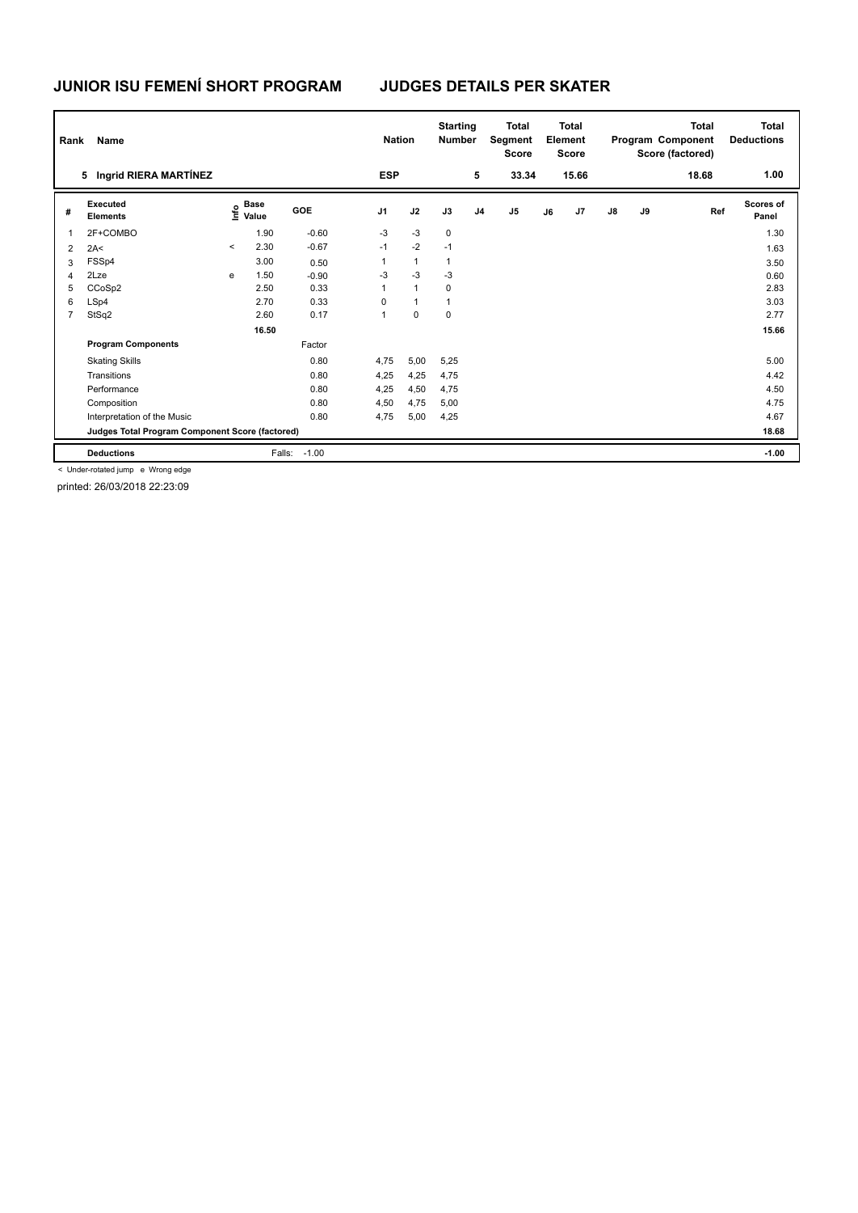# JUNIOR ISU FEMENÍ SHORT PROGRAM

## JUDGES DETAILS PER SKATER

| Rank | Name | Nation | Starting Number | Total Segment Score | Total Element Score | Total Program Component Score (factored) | Total Deductions |
|---|---|---|---|---|---|---|---|
| 5 | Ingrid RIERA MARTÍNEZ | ESP | 5 | 33.34 | 15.66 | 18.68 | 1.00 |

| # | Executed Elements | Info | Base Value | GOE | J1 | J2 | J3 | J4 | J5 | J6 | J7 | J8 | J9 | Ref | Scores of Panel |
|---|---|---|---|---|---|---|---|---|---|---|---|---|---|---|---|
| 1 | 2F+COMBO | | 1.90 | -0.60 | -3 | -3 | 0 | | | | | | | | 1.30 |
| 2 | 2A< | < | 2.30 | -0.67 | -1 | -2 | -1 | | | | | | | | 1.63 |
| 3 | FSSp4 | | 3.00 | 0.50 | 1 | 1 | 1 | | | | | | | | 3.50 |
| 4 | 2Lze | e | 1.50 | -0.90 | -3 | -3 | -3 | | | | | | | | 0.60 |
| 5 | CCoSp2 | | 2.50 | 0.33 | 1 | 1 | 0 | | | | | | | | 2.83 |
| 6 | LSp4 | | 2.70 | 0.33 | 0 | 1 | 1 | | | | | | | | 3.03 |
| 7 | StSq2 | | 2.60 | 0.17 | 1 | 0 | 0 | | | | | | | | 2.77 |
| | | | 16.50 | | | | | | | | | | | | 15.66 |
| | **Program Components** | | | Factor | | | | | | | | | | | |
| | Skating Skills | | | 0.80 | 4,75 | 5,00 | 5,25 | | | | | | | | 5.00 |
| | Transitions | | | 0.80 | 4,25 | 4,25 | 4,75 | | | | | | | | 4.42 |
| | Performance | | | 0.80 | 4,25 | 4,50 | 4,75 | | | | | | | | 4.50 |
| | Composition | | | 0.80 | 4,50 | 4,75 | 5,00 | | | | | | | | 4.75 |
| | Interpretation of the Music | | | 0.80 | 4,75 | 5,00 | 4,25 | | | | | | | | 4.67 |
| | **Judges Total Program Component Score (factored)** | | | | | | | | | | | | | | 18.68 |
| | **Deductions** | | Falls: | -1.00 | | | | | | | | | | | -1.00 |

< Under-rotated jump e Wrong edge

printed: 26/03/2018 22:23:09